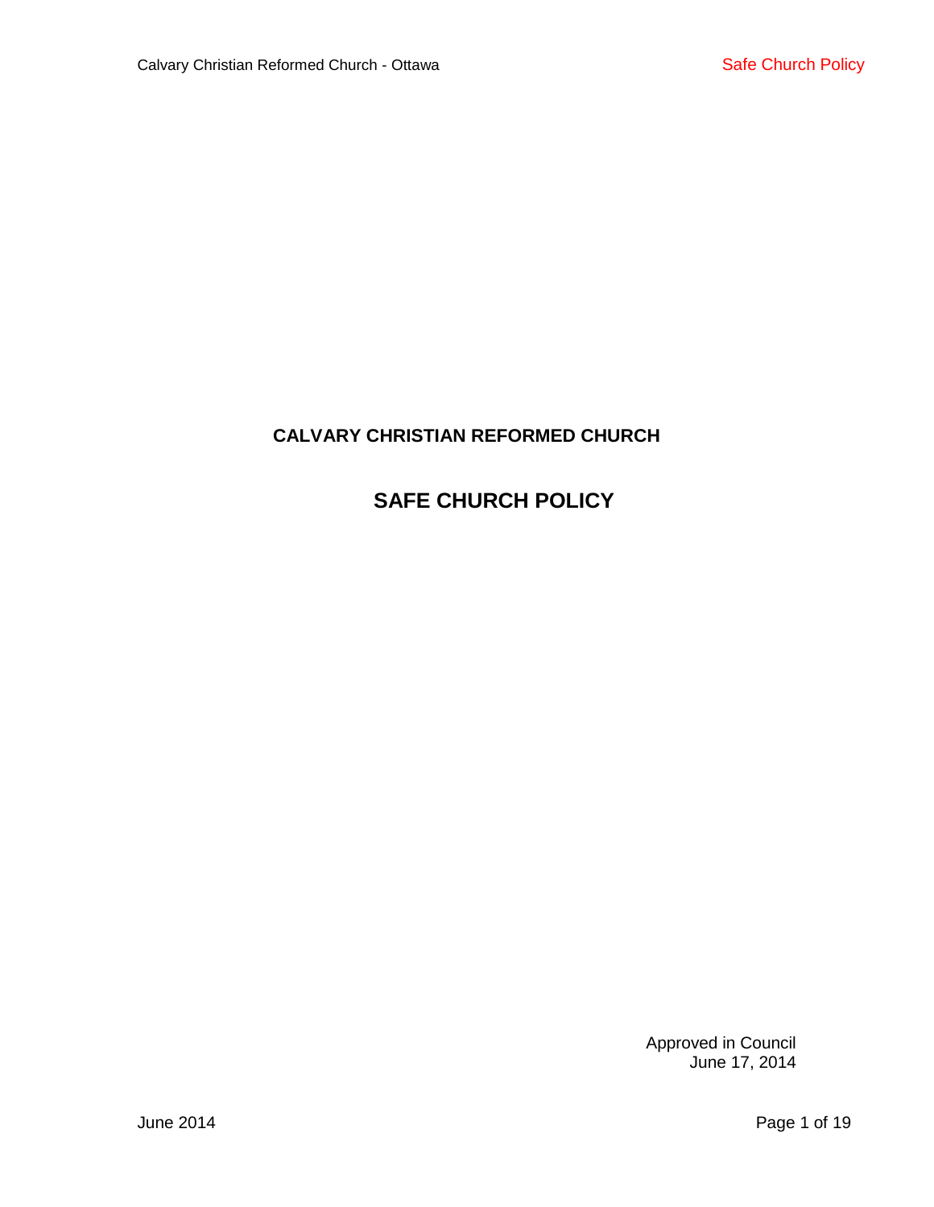**CALVARY CHRISTIAN REFORMED CHURCH**

# SAFE CHURCH POLICY

Approved in Council
June 17, 2014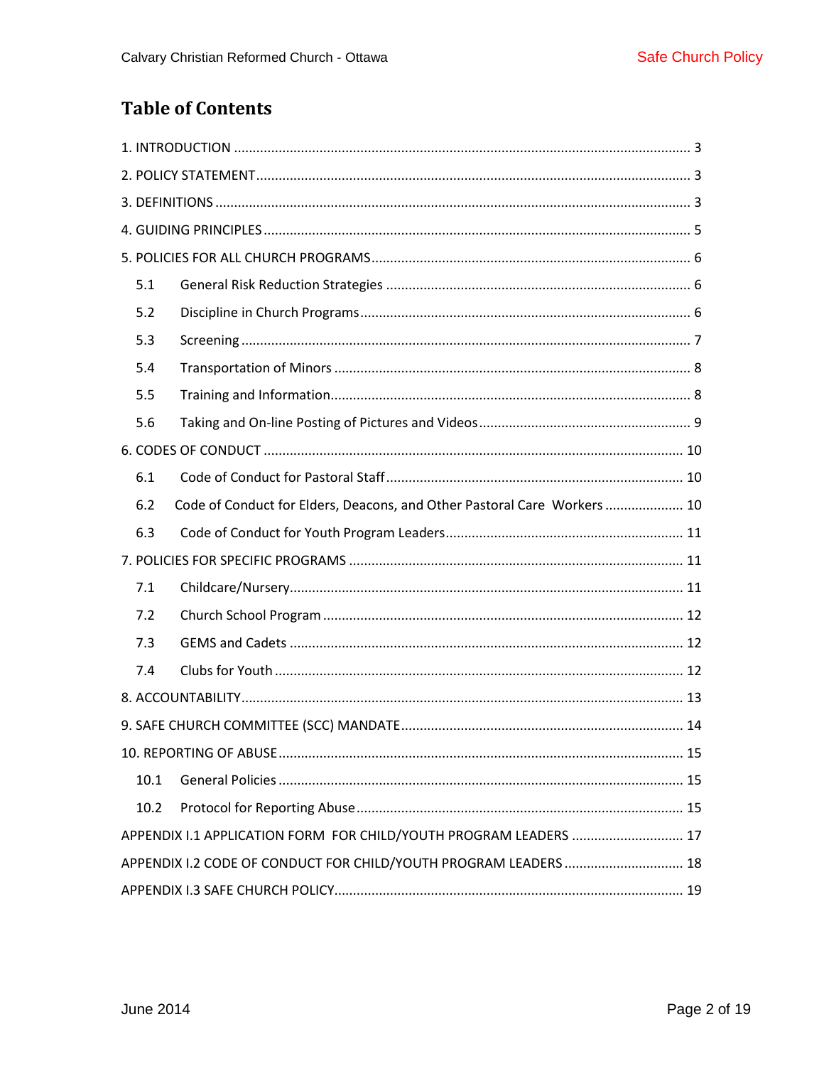# Table of Contents

1. INTRODUCTION ........................................................................................................................ 3

2. POLICY STATEMENT ................................................................................................................. 3

3. DEFINITIONS ............................................................................................................................ 3

4. GUIDING PRINCIPLES ............................................................................................................... 5

5. POLICIES FOR ALL CHURCH PROGRAMS .................................................................................. 6

- 5.1 General Risk Reduction Strategies ................................................................................. 6
- 5.2 Discipline in Church Programs ........................................................................................ 6
- 5.3 Screening ........................................................................................................................ 7
- 5.4 Transportation of Minors ............................................................................................... 8
- 5.5 Training and Information ................................................................................................ 8
- 5.6 Taking and On-line Posting of Pictures and Videos ......................................................... 9

6. CODES OF CONDUCT ............................................................................................................... 10

- 6.1 Code of Conduct for Pastoral Staff ............................................................................... 10
- 6.2 Code of Conduct for Elders, Deacons, and Other Pastoral Care Workers ..................... 10
- 6.3 Code of Conduct for Youth Program Leaders ............................................................... 11

7. POLICIES FOR SPECIFIC PROGRAMS ........................................................................................ 11

- 7.1 Childcare/Nursery ......................................................................................................... 11
- 7.2 Church School Program ................................................................................................ 12
- 7.3 GEMS and Cadets ......................................................................................................... 12
- 7.4 Clubs for Youth ............................................................................................................. 12

8. ACCOUNTABILITY .................................................................................................................... 13

9. SAFE CHURCH COMMITTEE (SCC) MANDATE .......................................................................... 14

10. REPORTING OF ABUSE ........................................................................................................... 15

- 10.1 General Policies ........................................................................................................... 15
- 10.2 Protocol for Reporting Abuse ...................................................................................... 15

APPENDIX I.1 APPLICATION FORM FOR CHILD/YOUTH PROGRAM LEADERS ............................. 17

APPENDIX I.2 CODE OF CONDUCT FOR CHILD/YOUTH PROGRAM LEADERS ............................... 18

APPENDIX I.3 SAFE CHURCH POLICY ............................................................................................. 19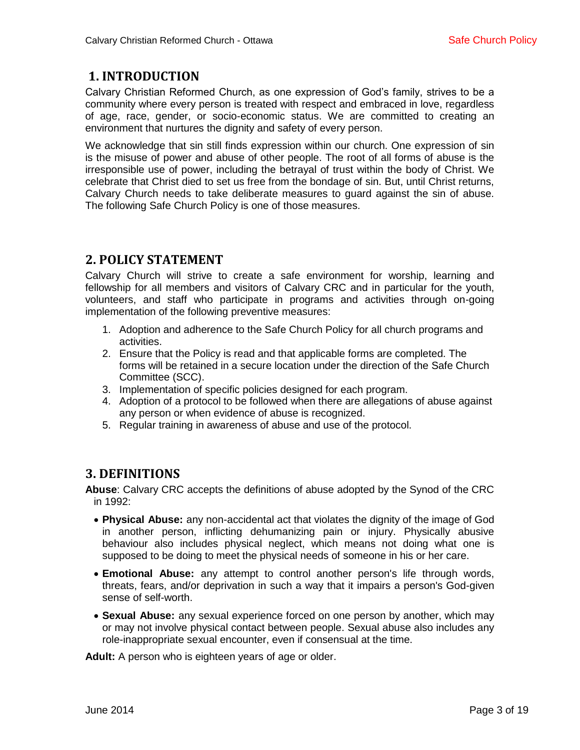## 1. INTRODUCTION

Calvary Christian Reformed Church, as one expression of God's family, strives to be a community where every person is treated with respect and embraced in love, regardless of age, race, gender, or socio-economic status. We are committed to creating an environment that nurtures the dignity and safety of every person.

We acknowledge that sin still finds expression within our church. One expression of sin is the misuse of power and abuse of other people. The root of all forms of abuse is the irresponsible use of power, including the betrayal of trust within the body of Christ. We celebrate that Christ died to set us free from the bondage of sin. But, until Christ returns, Calvary Church needs to take deliberate measures to guard against the sin of abuse. The following Safe Church Policy is one of those measures.

## 2. POLICY STATEMENT

Calvary Church will strive to create a safe environment for worship, learning and fellowship for all members and visitors of Calvary CRC and in particular for the youth, volunteers, and staff who participate in programs and activities through on-going implementation of the following preventive measures:

1. Adoption and adherence to the Safe Church Policy for all church programs and activities.
2. Ensure that the Policy is read and that applicable forms are completed. The forms will be retained in a secure location under the direction of the Safe Church Committee (SCC).
3. Implementation of specific policies designed for each program.
4. Adoption of a protocol to be followed when there are allegations of abuse against any person or when evidence of abuse is recognized.
5. Regular training in awareness of abuse and use of the protocol.

## 3. DEFINITIONS

**Abuse**: Calvary CRC accepts the definitions of abuse adopted by the Synod of the CRC in 1992:

- **Physical Abuse:** any non-accidental act that violates the dignity of the image of God in another person, inflicting dehumanizing pain or injury. Physically abusive behaviour also includes physical neglect, which means not doing what one is supposed to be doing to meet the physical needs of someone in his or her care.
- **Emotional Abuse:** any attempt to control another person's life through words, threats, fears, and/or deprivation in such a way that it impairs a person's God-given sense of self-worth.
- **Sexual Abuse:** any sexual experience forced on one person by another, which may or may not involve physical contact between people. Sexual abuse also includes any role-inappropriate sexual encounter, even if consensual at the time.

**Adult:** A person who is eighteen years of age or older.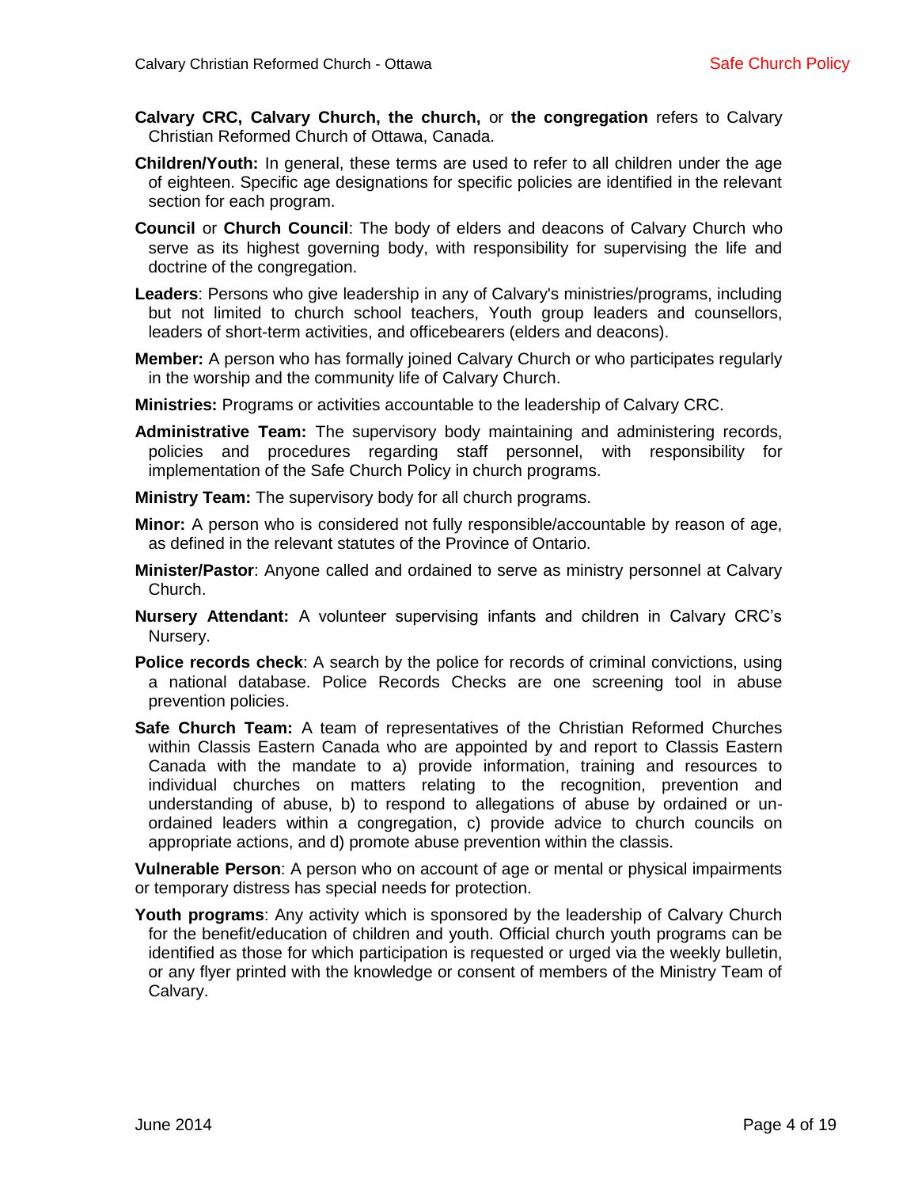**Calvary CRC, Calvary Church, the church,** or **the congregation** refers to Calvary Christian Reformed Church of Ottawa, Canada.

**Children/Youth:** In general, these terms are used to refer to all children under the age of eighteen. Specific age designations for specific policies are identified in the relevant section for each program.

**Council** or **Church Council**: The body of elders and deacons of Calvary Church who serve as its highest governing body, with responsibility for supervising the life and doctrine of the congregation.

**Leaders**: Persons who give leadership in any of Calvary's ministries/programs, including but not limited to church school teachers, Youth group leaders and counsellors, leaders of short-term activities, and officebearers (elders and deacons).

**Member:** A person who has formally joined Calvary Church or who participates regularly in the worship and the community life of Calvary Church.

**Ministries:** Programs or activities accountable to the leadership of Calvary CRC.

**Administrative Team:** The supervisory body maintaining and administering records, policies and procedures regarding staff personnel, with responsibility for implementation of the Safe Church Policy in church programs.

**Ministry Team:** The supervisory body for all church programs.

**Minor:** A person who is considered not fully responsible/accountable by reason of age, as defined in the relevant statutes of the Province of Ontario.

**Minister/Pastor**: Anyone called and ordained to serve as ministry personnel at Calvary Church.

**Nursery Attendant:** A volunteer supervising infants and children in Calvary CRC's Nursery.

**Police records check**: A search by the police for records of criminal convictions, using a national database. Police Records Checks are one screening tool in abuse prevention policies.

**Safe Church Team:** A team of representatives of the Christian Reformed Churches within Classis Eastern Canada who are appointed by and report to Classis Eastern Canada with the mandate to a) provide information, training and resources to individual churches on matters relating to the recognition, prevention and understanding of abuse, b) to respond to allegations of abuse by ordained or un-ordained leaders within a congregation, c) provide advice to church councils on appropriate actions, and d) promote abuse prevention within the classis.

**Vulnerable Person**: A person who on account of age or mental or physical impairments or temporary distress has special needs for protection.

**Youth programs**: Any activity which is sponsored by the leadership of Calvary Church for the benefit/education of children and youth. Official church youth programs can be identified as those for which participation is requested or urged via the weekly bulletin, or any flyer printed with the knowledge or consent of members of the Ministry Team of Calvary.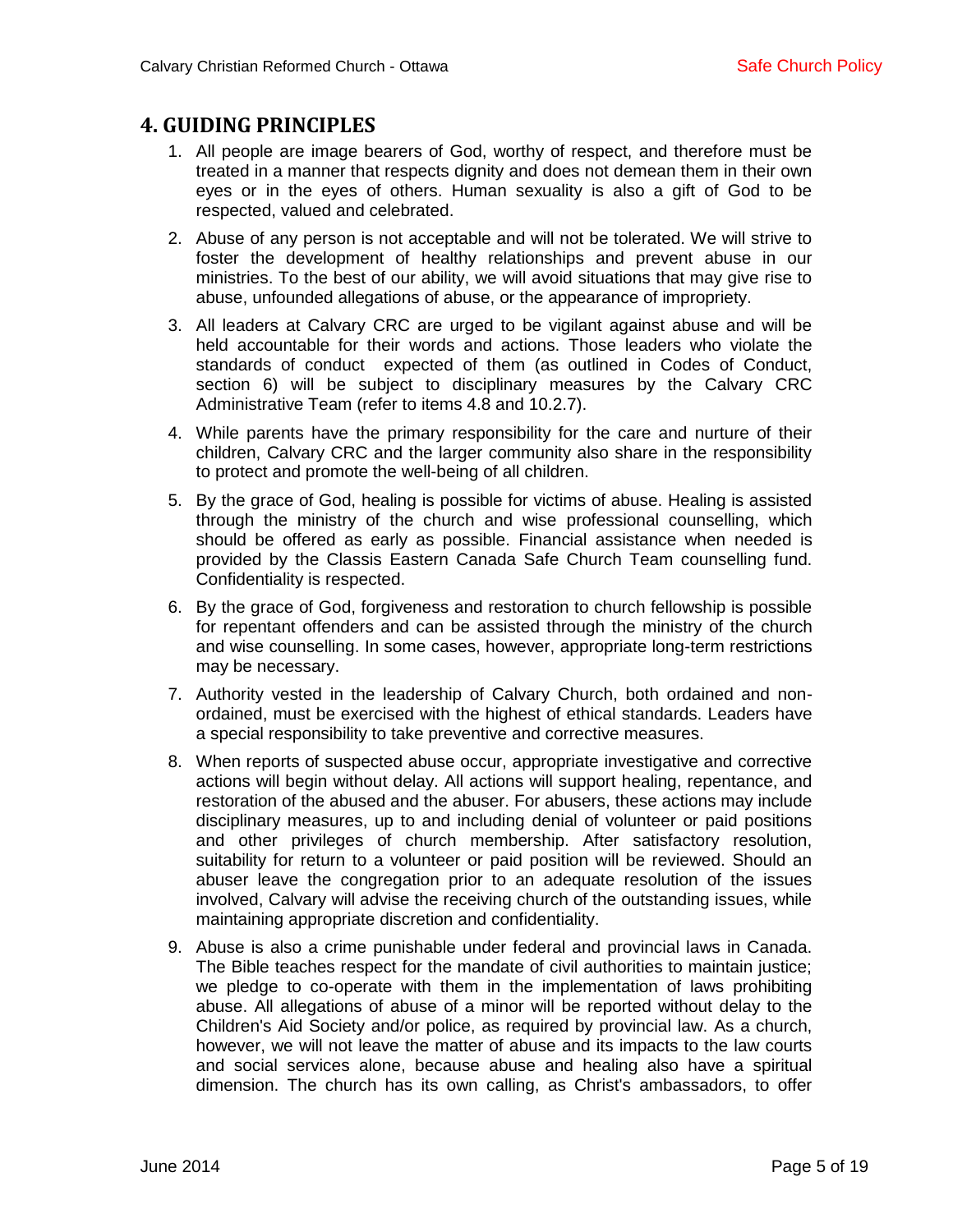## 4. GUIDING PRINCIPLES

1. All people are image bearers of God, worthy of respect, and therefore must be treated in a manner that respects dignity and does not demean them in their own eyes or in the eyes of others. Human sexuality is also a gift of God to be respected, valued and celebrated.
2. Abuse of any person is not acceptable and will not be tolerated. We will strive to foster the development of healthy relationships and prevent abuse in our ministries. To the best of our ability, we will avoid situations that may give rise to abuse, unfounded allegations of abuse, or the appearance of impropriety.
3. All leaders at Calvary CRC are urged to be vigilant against abuse and will be held accountable for their words and actions. Those leaders who violate the standards of conduct expected of them (as outlined in Codes of Conduct, section 6) will be subject to disciplinary measures by the Calvary CRC Administrative Team (refer to items 4.8 and 10.2.7).
4. While parents have the primary responsibility for the care and nurture of their children, Calvary CRC and the larger community also share in the responsibility to protect and promote the well-being of all children.
5. By the grace of God, healing is possible for victims of abuse. Healing is assisted through the ministry of the church and wise professional counselling, which should be offered as early as possible. Financial assistance when needed is provided by the Classis Eastern Canada Safe Church Team counselling fund. Confidentiality is respected.
6. By the grace of God, forgiveness and restoration to church fellowship is possible for repentant offenders and can be assisted through the ministry of the church and wise counselling. In some cases, however, appropriate long-term restrictions may be necessary.
7. Authority vested in the leadership of Calvary Church, both ordained and non-ordained, must be exercised with the highest of ethical standards. Leaders have a special responsibility to take preventive and corrective measures.
8. When reports of suspected abuse occur, appropriate investigative and corrective actions will begin without delay. All actions will support healing, repentance, and restoration of the abused and the abuser. For abusers, these actions may include disciplinary measures, up to and including denial of volunteer or paid positions and other privileges of church membership. After satisfactory resolution, suitability for return to a volunteer or paid position will be reviewed. Should an abuser leave the congregation prior to an adequate resolution of the issues involved, Calvary will advise the receiving church of the outstanding issues, while maintaining appropriate discretion and confidentiality.
9. Abuse is also a crime punishable under federal and provincial laws in Canada. The Bible teaches respect for the mandate of civil authorities to maintain justice; we pledge to co-operate with them in the implementation of laws prohibiting abuse. All allegations of abuse of a minor will be reported without delay to the Children's Aid Society and/or police, as required by provincial law. As a church, however, we will not leave the matter of abuse and its impacts to the law courts and social services alone, because abuse and healing also have a spiritual dimension. The church has its own calling, as Christ's ambassadors, to offer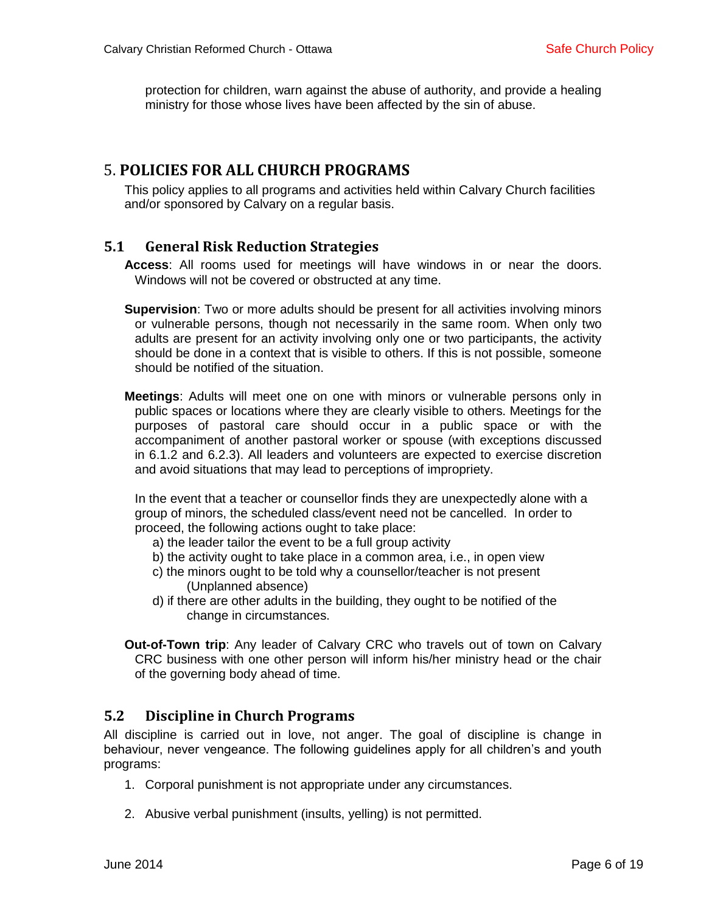protection for children, warn against the abuse of authority, and provide a healing ministry for those whose lives have been affected by the sin of abuse.

# 5. POLICIES FOR ALL CHURCH PROGRAMS

This policy applies to all programs and activities held within Calvary Church facilities and/or sponsored by Calvary on a regular basis.

## 5.1 General Risk Reduction Strategies

**Access**: All rooms used for meetings will have windows in or near the doors. Windows will not be covered or obstructed at any time.

**Supervision**: Two or more adults should be present for all activities involving minors or vulnerable persons, though not necessarily in the same room. When only two adults are present for an activity involving only one or two participants, the activity should be done in a context that is visible to others. If this is not possible, someone should be notified of the situation.

**Meetings**: Adults will meet one on one with minors or vulnerable persons only in public spaces or locations where they are clearly visible to others. Meetings for the purposes of pastoral care should occur in a public space or with the accompaniment of another pastoral worker or spouse (with exceptions discussed in 6.1.2 and 6.2.3). All leaders and volunteers are expected to exercise discretion and avoid situations that may lead to perceptions of impropriety.

In the event that a teacher or counsellor finds they are unexpectedly alone with a group of minors, the scheduled class/event need not be cancelled. In order to proceed, the following actions ought to take place:

a) the leader tailor the event to be a full group activity
b) the activity ought to take place in a common area, i.e., in open view
c) the minors ought to be told why a counsellor/teacher is not present (Unplanned absence)
d) if there are other adults in the building, they ought to be notified of the change in circumstances.

**Out-of-Town trip**: Any leader of Calvary CRC who travels out of town on Calvary CRC business with one other person will inform his/her ministry head or the chair of the governing body ahead of time.

## 5.2 Discipline in Church Programs

All discipline is carried out in love, not anger. The goal of discipline is change in behaviour, never vengeance. The following guidelines apply for all children's and youth programs:

1. Corporal punishment is not appropriate under any circumstances.
2. Abusive verbal punishment (insults, yelling) is not permitted.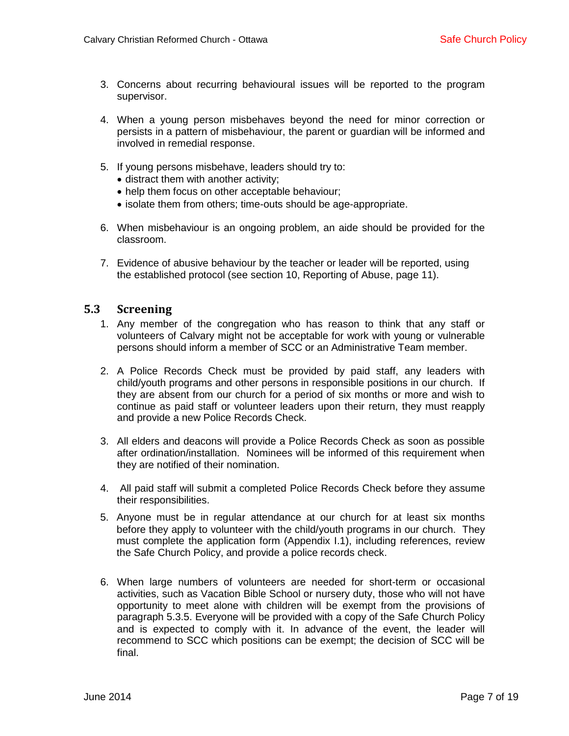3. Concerns about recurring behavioural issues will be reported to the program supervisor.

4. When a young person misbehaves beyond the need for minor correction or persists in a pattern of misbehaviour, the parent or guardian will be informed and involved in remedial response.

5. If young persons misbehave, leaders should try to:
   - distract them with another activity;
   - help them focus on other acceptable behaviour;
   - isolate them from others; time-outs should be age-appropriate.

6. When misbehaviour is an ongoing problem, an aide should be provided for the classroom.

7. Evidence of abusive behaviour by the teacher or leader will be reported, using the established protocol (see section 10, Reporting of Abuse, page 11).

## 5.3 Screening

1. Any member of the congregation who has reason to think that any staff or volunteers of Calvary might not be acceptable for work with young or vulnerable persons should inform a member of SCC or an Administrative Team member.

2. A Police Records Check must be provided by paid staff, any leaders with child/youth programs and other persons in responsible positions in our church. If they are absent from our church for a period of six months or more and wish to continue as paid staff or volunteer leaders upon their return, they must reapply and provide a new Police Records Check.

3. All elders and deacons will provide a Police Records Check as soon as possible after ordination/installation. Nominees will be informed of this requirement when they are notified of their nomination.

4. All paid staff will submit a completed Police Records Check before they assume their responsibilities.

5. Anyone must be in regular attendance at our church for at least six months before they apply to volunteer with the child/youth programs in our church. They must complete the application form (Appendix I.1), including references, review the Safe Church Policy, and provide a police records check.

6. When large numbers of volunteers are needed for short-term or occasional activities, such as Vacation Bible School or nursery duty, those who will not have opportunity to meet alone with children will be exempt from the provisions of paragraph 5.3.5. Everyone will be provided with a copy of the Safe Church Policy and is expected to comply with it. In advance of the event, the leader will recommend to SCC which positions can be exempt; the decision of SCC will be final.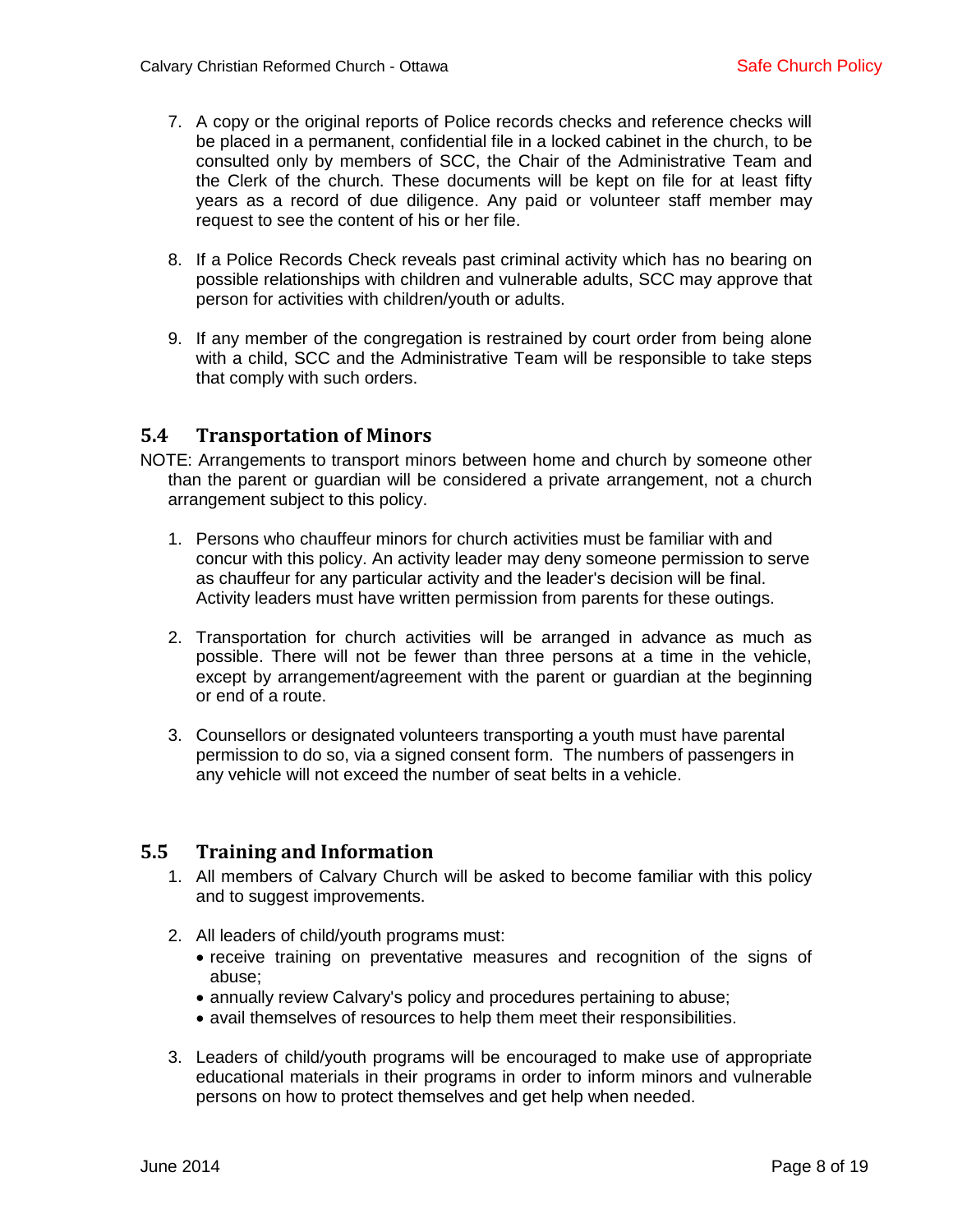7. A copy or the original reports of Police records checks and reference checks will be placed in a permanent, confidential file in a locked cabinet in the church, to be consulted only by members of SCC, the Chair of the Administrative Team and the Clerk of the church. These documents will be kept on file for at least fifty years as a record of due diligence. Any paid or volunteer staff member may request to see the content of his or her file.

8. If a Police Records Check reveals past criminal activity which has no bearing on possible relationships with children and vulnerable adults, SCC may approve that person for activities with children/youth or adults.

9. If any member of the congregation is restrained by court order from being alone with a child, SCC and the Administrative Team will be responsible to take steps that comply with such orders.

## 5.4 Transportation of Minors

NOTE: Arrangements to transport minors between home and church by someone other than the parent or guardian will be considered a private arrangement, not a church arrangement subject to this policy.

1. Persons who chauffeur minors for church activities must be familiar with and concur with this policy. An activity leader may deny someone permission to serve as chauffeur for any particular activity and the leader's decision will be final. Activity leaders must have written permission from parents for these outings.

2. Transportation for church activities will be arranged in advance as much as possible. There will not be fewer than three persons at a time in the vehicle, except by arrangement/agreement with the parent or guardian at the beginning or end of a route.

3. Counsellors or designated volunteers transporting a youth must have parental permission to do so, via a signed consent form. The numbers of passengers in any vehicle will not exceed the number of seat belts in a vehicle.

## 5.5 Training and Information

1. All members of Calvary Church will be asked to become familiar with this policy and to suggest improvements.

2. All leaders of child/youth programs must:
   - receive training on preventative measures and recognition of the signs of abuse;
   - annually review Calvary's policy and procedures pertaining to abuse;
   - avail themselves of resources to help them meet their responsibilities.

3. Leaders of child/youth programs will be encouraged to make use of appropriate educational materials in their programs in order to inform minors and vulnerable persons on how to protect themselves and get help when needed.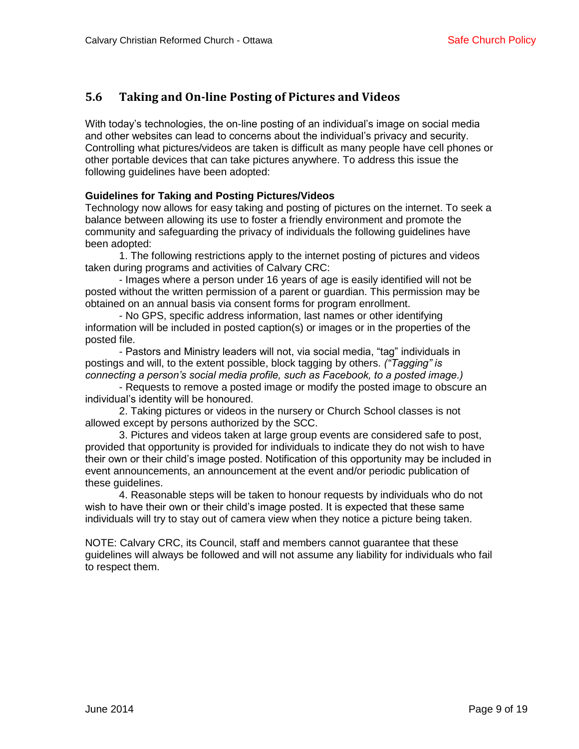## 5.6 Taking and On-line Posting of Pictures and Videos

With today's technologies, the on-line posting of an individual's image on social media and other websites can lead to concerns about the individual's privacy and security. Controlling what pictures/videos are taken is difficult as many people have cell phones or other portable devices that can take pictures anywhere. To address this issue the following guidelines have been adopted:

**Guidelines for Taking and Posting Pictures/Videos**

Technology now allows for easy taking and posting of pictures on the internet. To seek a balance between allowing its use to foster a friendly environment and promote the community and safeguarding the privacy of individuals the following guidelines have been adopted:

1. The following restrictions apply to the internet posting of pictures and videos taken during programs and activities of Calvary CRC:
   - Images where a person under 16 years of age is easily identified will not be posted without the written permission of a parent or guardian. This permission may be obtained on an annual basis via consent forms for program enrollment.
   - No GPS, specific address information, last names or other identifying information will be included in posted caption(s) or images or in the properties of the posted file.
   - Pastors and Ministry leaders will not, via social media, "tag" individuals in postings and will, to the extent possible, block tagging by others. *("Tagging" is connecting a person's social media profile, such as Facebook, to a posted image.)*
   - Requests to remove a posted image or modify the posted image to obscure an individual's identity will be honoured.
2. Taking pictures or videos in the nursery or Church School classes is not allowed except by persons authorized by the SCC.
3. Pictures and videos taken at large group events are considered safe to post, provided that opportunity is provided for individuals to indicate they do not wish to have their own or their child's image posted. Notification of this opportunity may be included in event announcements, an announcement at the event and/or periodic publication of these guidelines.
4. Reasonable steps will be taken to honour requests by individuals who do not wish to have their own or their child's image posted. It is expected that these same individuals will try to stay out of camera view when they notice a picture being taken.

NOTE: Calvary CRC, its Council, staff and members cannot guarantee that these guidelines will always be followed and will not assume any liability for individuals who fail to respect them.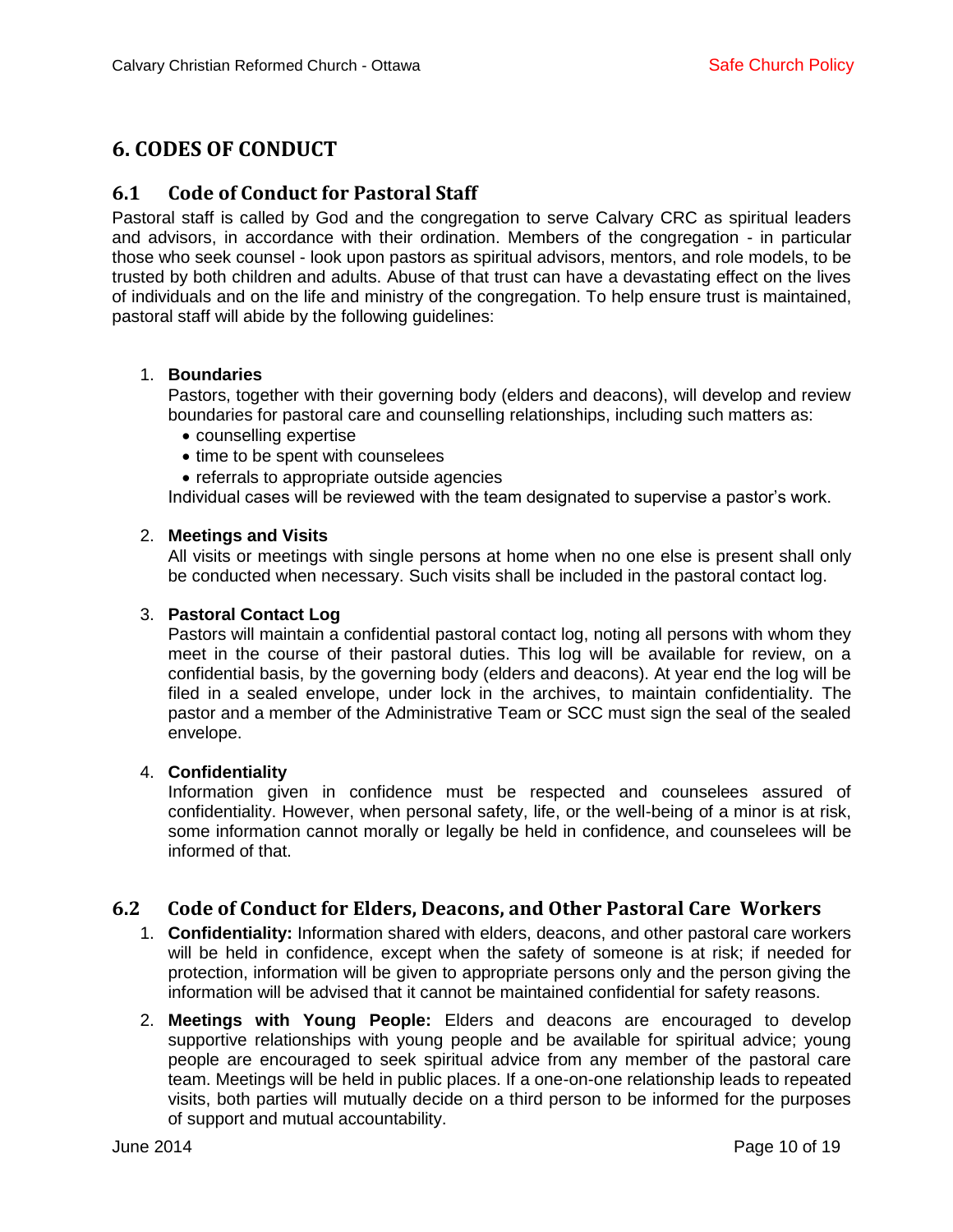# 6. CODES OF CONDUCT

## 6.1 Code of Conduct for Pastoral Staff

Pastoral staff is called by God and the congregation to serve Calvary CRC as spiritual leaders and advisors, in accordance with their ordination. Members of the congregation - in particular those who seek counsel - look upon pastors as spiritual advisors, mentors, and role models, to be trusted by both children and adults. Abuse of that trust can have a devastating effect on the lives of individuals and on the life and ministry of the congregation. To help ensure trust is maintained, pastoral staff will abide by the following guidelines:

1. **Boundaries**
   Pastors, together with their governing body (elders and deacons), will develop and review boundaries for pastoral care and counselling relationships, including such matters as:
   - counselling expertise
   - time to be spent with counselees
   - referrals to appropriate outside agencies

   Individual cases will be reviewed with the team designated to supervise a pastor's work.

2. **Meetings and Visits**
   All visits or meetings with single persons at home when no one else is present shall only be conducted when necessary. Such visits shall be included in the pastoral contact log.

3. **Pastoral Contact Log**
   Pastors will maintain a confidential pastoral contact log, noting all persons with whom they meet in the course of their pastoral duties. This log will be available for review, on a confidential basis, by the governing body (elders and deacons). At year end the log will be filed in a sealed envelope, under lock in the archives, to maintain confidentiality. The pastor and a member of the Administrative Team or SCC must sign the seal of the sealed envelope.

4. **Confidentiality**
   Information given in confidence must be respected and counselees assured of confidentiality. However, when personal safety, life, or the well-being of a minor is at risk, some information cannot morally or legally be held in confidence, and counselees will be informed of that.

## 6.2 Code of Conduct for Elders, Deacons, and Other Pastoral Care Workers

1. **Confidentiality:** Information shared with elders, deacons, and other pastoral care workers will be held in confidence, except when the safety of someone is at risk; if needed for protection, information will be given to appropriate persons only and the person giving the information will be advised that it cannot be maintained confidential for safety reasons.
2. **Meetings with Young People:** Elders and deacons are encouraged to develop supportive relationships with young people and be available for spiritual advice; young people are encouraged to seek spiritual advice from any member of the pastoral care team. Meetings will be held in public places. If a one-on-one relationship leads to repeated visits, both parties will mutually decide on a third person to be informed for the purposes of support and mutual accountability.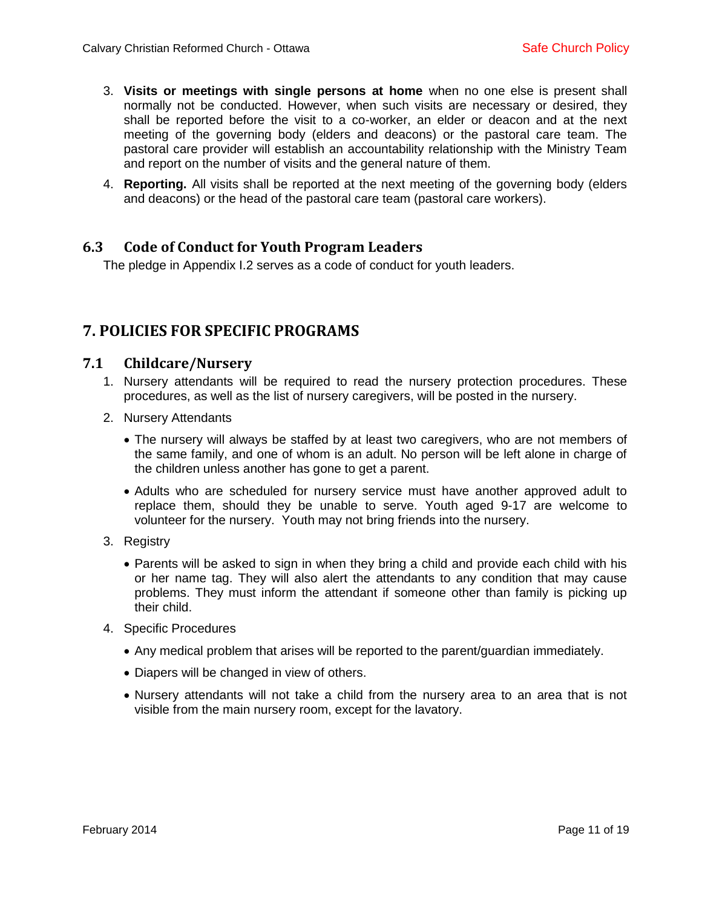3. **Visits or meetings with single persons at home** when no one else is present shall normally not be conducted. However, when such visits are necessary or desired, they shall be reported before the visit to a co-worker, an elder or deacon and at the next meeting of the governing body (elders and deacons) or the pastoral care team. The pastoral care provider will establish an accountability relationship with the Ministry Team and report on the number of visits and the general nature of them.
4. **Reporting.** All visits shall be reported at the next meeting of the governing body (elders and deacons) or the head of the pastoral care team (pastoral care workers).

## 6.3 Code of Conduct for Youth Program Leaders

The pledge in Appendix I.2 serves as a code of conduct for youth leaders.

# 7. POLICIES FOR SPECIFIC PROGRAMS

## 7.1 Childcare/Nursery

1. Nursery attendants will be required to read the nursery protection procedures. These procedures, as well as the list of nursery caregivers, will be posted in the nursery.
2. Nursery Attendants
   - The nursery will always be staffed by at least two caregivers, who are not members of the same family, and one of whom is an adult. No person will be left alone in charge of the children unless another has gone to get a parent.
   - Adults who are scheduled for nursery service must have another approved adult to replace them, should they be unable to serve. Youth aged 9-17 are welcome to volunteer for the nursery. Youth may not bring friends into the nursery.
3. Registry
   - Parents will be asked to sign in when they bring a child and provide each child with his or her name tag. They will also alert the attendants to any condition that may cause problems. They must inform the attendant if someone other than family is picking up their child.
4. Specific Procedures
   - Any medical problem that arises will be reported to the parent/guardian immediately.
   - Diapers will be changed in view of others.
   - Nursery attendants will not take a child from the nursery area to an area that is not visible from the main nursery room, except for the lavatory.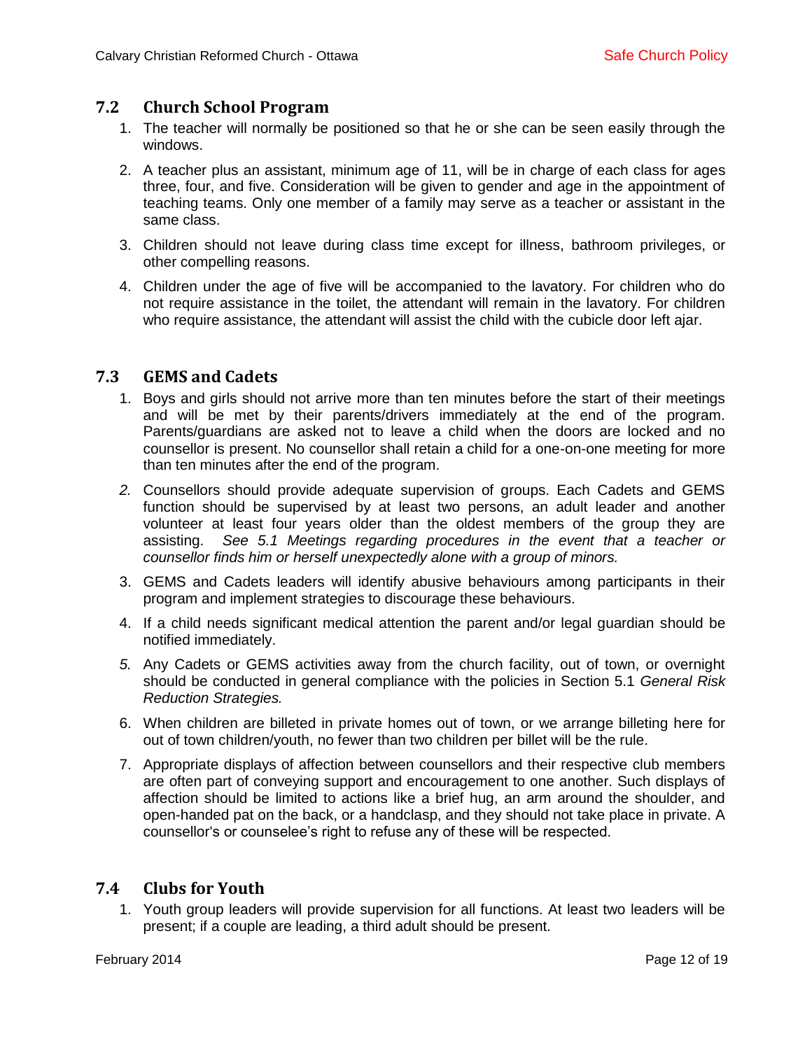## 7.2 Church School Program

1. The teacher will normally be positioned so that he or she can be seen easily through the windows.

2. A teacher plus an assistant, minimum age of 11, will be in charge of each class for ages three, four, and five. Consideration will be given to gender and age in the appointment of teaching teams. Only one member of a family may serve as a teacher or assistant in the same class.

3. Children should not leave during class time except for illness, bathroom privileges, or other compelling reasons.

4. Children under the age of five will be accompanied to the lavatory. For children who do not require assistance in the toilet, the attendant will remain in the lavatory. For children who require assistance, the attendant will assist the child with the cubicle door left ajar.

## 7.3 GEMS and Cadets

1. Boys and girls should not arrive more than ten minutes before the start of their meetings and will be met by their parents/drivers immediately at the end of the program. Parents/guardians are asked not to leave a child when the doors are locked and no counsellor is present. No counsellor shall retain a child for a one-on-one meeting for more than ten minutes after the end of the program.

2. Counsellors should provide adequate supervision of groups. Each Cadets and GEMS function should be supervised by at least two persons, an adult leader and another volunteer at least four years older than the oldest members of the group they are assisting. *See 5.1 Meetings regarding procedures in the event that a teacher or counsellor finds him or herself unexpectedly alone with a group of minors.*

3. GEMS and Cadets leaders will identify abusive behaviours among participants in their program and implement strategies to discourage these behaviours.

4. If a child needs significant medical attention the parent and/or legal guardian should be notified immediately.

5. Any Cadets or GEMS activities away from the church facility, out of town, or overnight should be conducted in general compliance with the policies in Section 5.1 *General Risk Reduction Strategies.*

6. When children are billeted in private homes out of town, or we arrange billeting here for out of town children/youth, no fewer than two children per billet will be the rule.

7. Appropriate displays of affection between counsellors and their respective club members are often part of conveying support and encouragement to one another. Such displays of affection should be limited to actions like a brief hug, an arm around the shoulder, and open-handed pat on the back, or a handclasp, and they should not take place in private. A counsellor's or counselee's right to refuse any of these will be respected.

## 7.4 Clubs for Youth

1. Youth group leaders will provide supervision for all functions. At least two leaders will be present; if a couple are leading, a third adult should be present.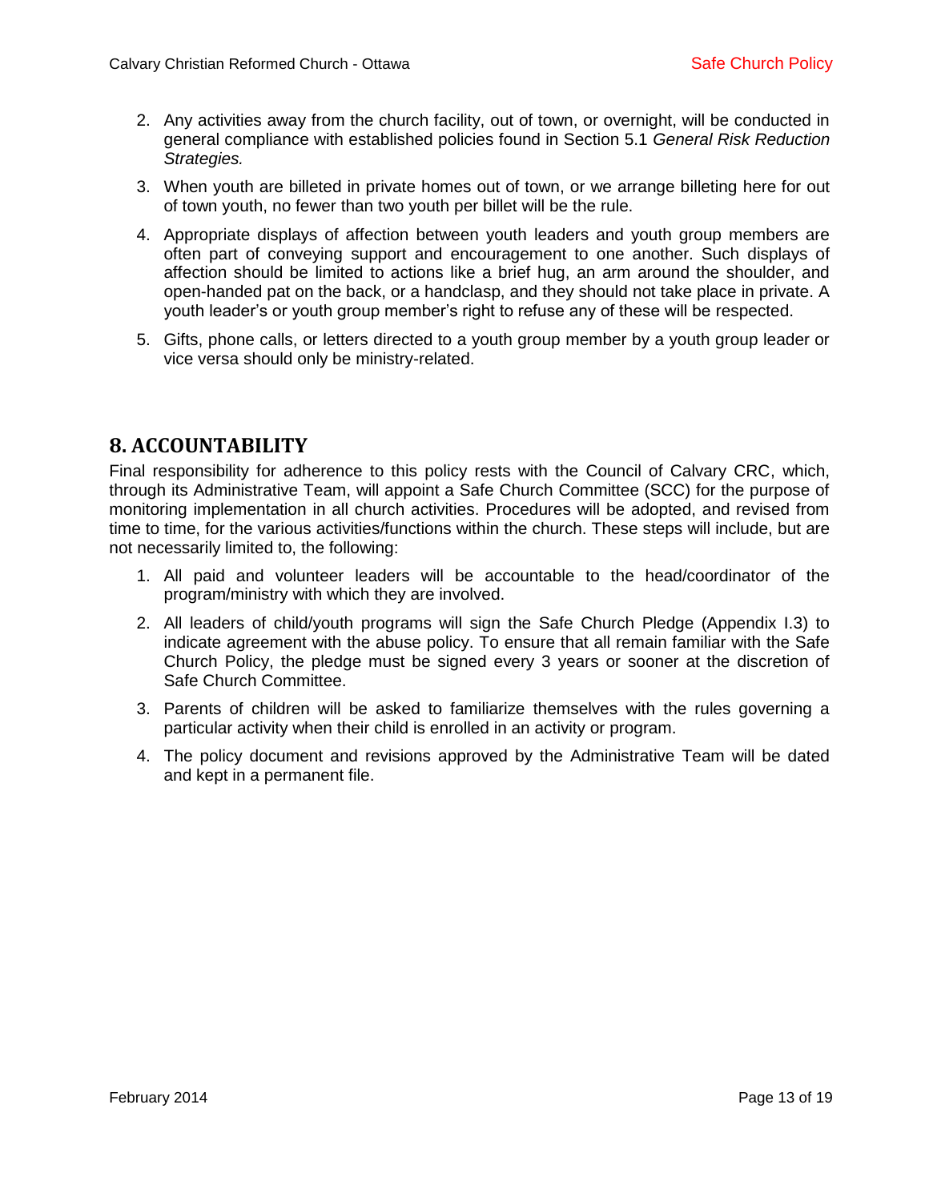2. Any activities away from the church facility, out of town, or overnight, will be conducted in general compliance with established policies found in Section 5.1 *General Risk Reduction Strategies.*

3. When youth are billeted in private homes out of town, or we arrange billeting here for out of town youth, no fewer than two youth per billet will be the rule.

4. Appropriate displays of affection between youth leaders and youth group members are often part of conveying support and encouragement to one another. Such displays of affection should be limited to actions like a brief hug, an arm around the shoulder, and open-handed pat on the back, or a handclasp, and they should not take place in private. A youth leader's or youth group member's right to refuse any of these will be respected.

5. Gifts, phone calls, or letters directed to a youth group member by a youth group leader or vice versa should only be ministry-related.

## 8. ACCOUNTABILITY

Final responsibility for adherence to this policy rests with the Council of Calvary CRC, which, through its Administrative Team, will appoint a Safe Church Committee (SCC) for the purpose of monitoring implementation in all church activities. Procedures will be adopted, and revised from time to time, for the various activities/functions within the church. These steps will include, but are not necessarily limited to, the following:

1. All paid and volunteer leaders will be accountable to the head/coordinator of the program/ministry with which they are involved.

2. All leaders of child/youth programs will sign the Safe Church Pledge (Appendix I.3) to indicate agreement with the abuse policy. To ensure that all remain familiar with the Safe Church Policy, the pledge must be signed every 3 years or sooner at the discretion of Safe Church Committee.

3. Parents of children will be asked to familiarize themselves with the rules governing a particular activity when their child is enrolled in an activity or program.

4. The policy document and revisions approved by the Administrative Team will be dated and kept in a permanent file.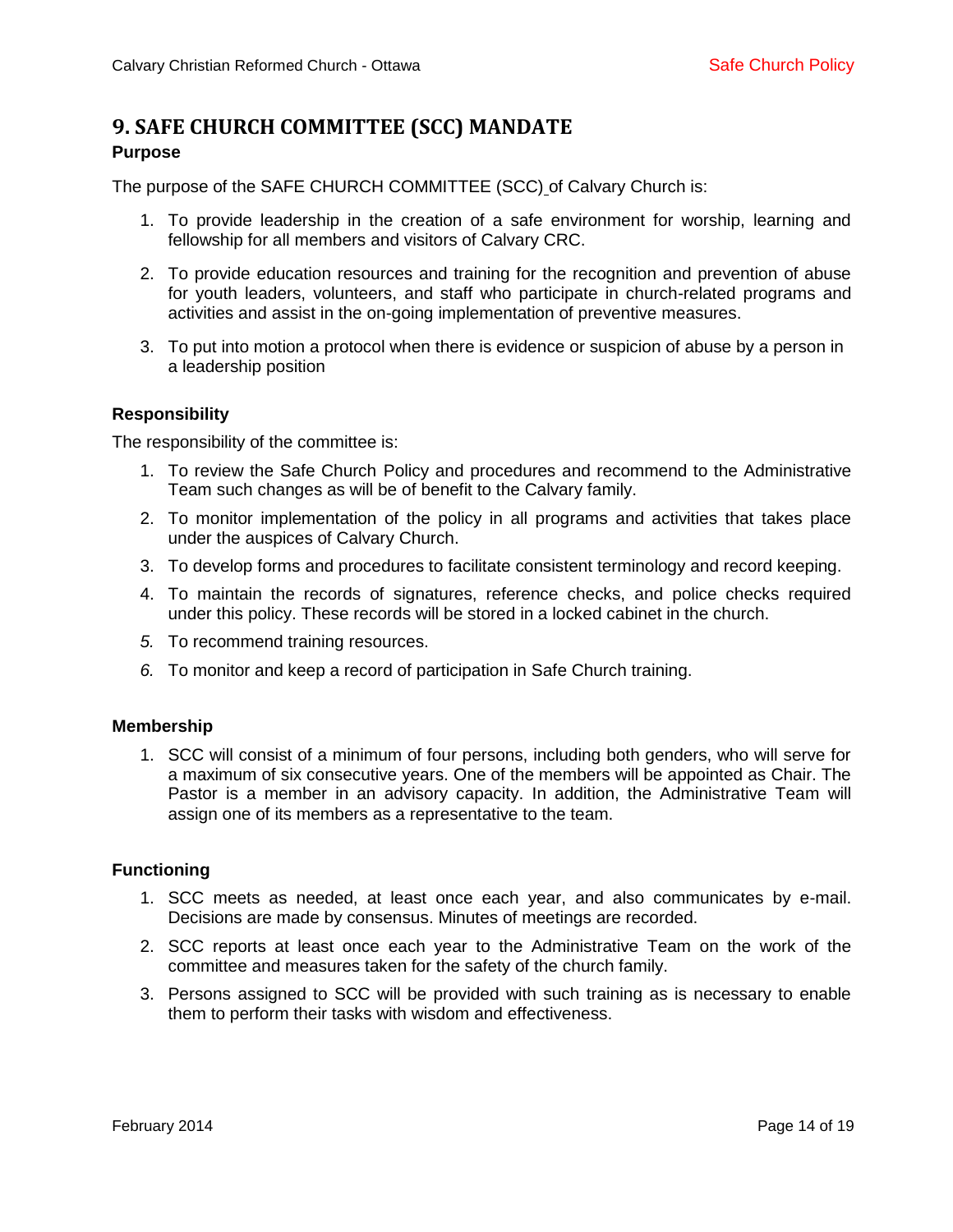# 9. SAFE CHURCH COMMITTEE (SCC) MANDATE

### Purpose

The purpose of the SAFE CHURCH COMMITTEE (SCC) of Calvary Church is:

1. To provide leadership in the creation of a safe environment for worship, learning and fellowship for all members and visitors of Calvary CRC.
2. To provide education resources and training for the recognition and prevention of abuse for youth leaders, volunteers, and staff who participate in church-related programs and activities and assist in the on-going implementation of preventive measures.
3. To put into motion a protocol when there is evidence or suspicion of abuse by a person in a leadership position

### Responsibility

The responsibility of the committee is:

1. To review the Safe Church Policy and procedures and recommend to the Administrative Team such changes as will be of benefit to the Calvary family.
2. To monitor implementation of the policy in all programs and activities that takes place under the auspices of Calvary Church.
3. To develop forms and procedures to facilitate consistent terminology and record keeping.
4. To maintain the records of signatures, reference checks, and police checks required under this policy. These records will be stored in a locked cabinet in the church.
5. To recommend training resources.
6. To monitor and keep a record of participation in Safe Church training.

### Membership

1. SCC will consist of a minimum of four persons, including both genders, who will serve for a maximum of six consecutive years. One of the members will be appointed as Chair. The Pastor is a member in an advisory capacity. In addition, the Administrative Team will assign one of its members as a representative to the team.

### Functioning

1. SCC meets as needed, at least once each year, and also communicates by e-mail. Decisions are made by consensus. Minutes of meetings are recorded.
2. SCC reports at least once each year to the Administrative Team on the work of the committee and measures taken for the safety of the church family.
3. Persons assigned to SCC will be provided with such training as is necessary to enable them to perform their tasks with wisdom and effectiveness.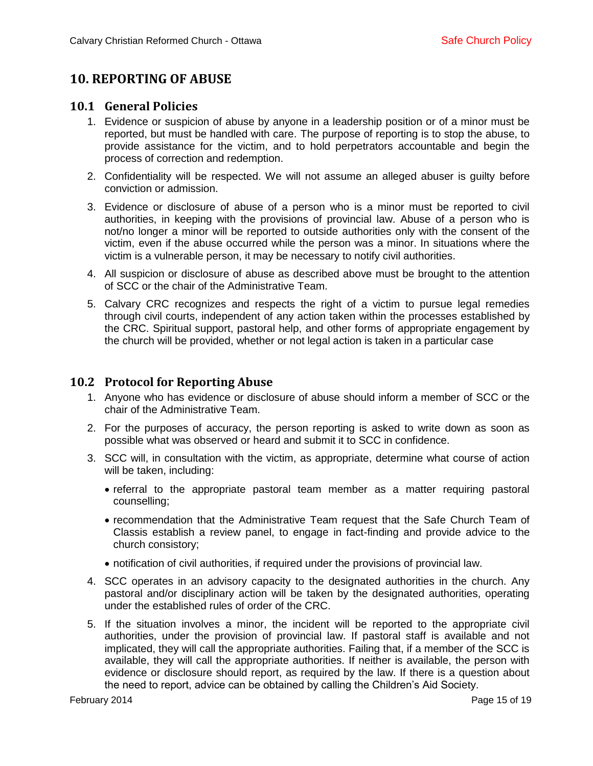## 10. REPORTING OF ABUSE

### 10.1 General Policies

1. Evidence or suspicion of abuse by anyone in a leadership position or of a minor must be reported, but must be handled with care. The purpose of reporting is to stop the abuse, to provide assistance for the victim, and to hold perpetrators accountable and begin the process of correction and redemption.
2. Confidentiality will be respected. We will not assume an alleged abuser is guilty before conviction or admission.
3. Evidence or disclosure of abuse of a person who is a minor must be reported to civil authorities, in keeping with the provisions of provincial law. Abuse of a person who is not/no longer a minor will be reported to outside authorities only with the consent of the victim, even if the abuse occurred while the person was a minor. In situations where the victim is a vulnerable person, it may be necessary to notify civil authorities.
4. All suspicion or disclosure of abuse as described above must be brought to the attention of SCC or the chair of the Administrative Team.
5. Calvary CRC recognizes and respects the right of a victim to pursue legal remedies through civil courts, independent of any action taken within the processes established by the CRC. Spiritual support, pastoral help, and other forms of appropriate engagement by the church will be provided, whether or not legal action is taken in a particular case

### 10.2 Protocol for Reporting Abuse

1. Anyone who has evidence or disclosure of abuse should inform a member of SCC or the chair of the Administrative Team.
2. For the purposes of accuracy, the person reporting is asked to write down as soon as possible what was observed or heard and submit it to SCC in confidence.
3. SCC will, in consultation with the victim, as appropriate, determine what course of action will be taken, including:
   - referral to the appropriate pastoral team member as a matter requiring pastoral counselling;
   - recommendation that the Administrative Team request that the Safe Church Team of Classis establish a review panel, to engage in fact-finding and provide advice to the church consistory;
   - notification of civil authorities, if required under the provisions of provincial law.
4. SCC operates in an advisory capacity to the designated authorities in the church. Any pastoral and/or disciplinary action will be taken by the designated authorities, operating under the established rules of order of the CRC.
5. If the situation involves a minor, the incident will be reported to the appropriate civil authorities, under the provision of provincial law. If pastoral staff is available and not implicated, they will call the appropriate authorities. Failing that, if a member of the SCC is available, they will call the appropriate authorities. If neither is available, the person with evidence or disclosure should report, as required by the law. If there is a question about the need to report, advice can be obtained by calling the Children's Aid Society.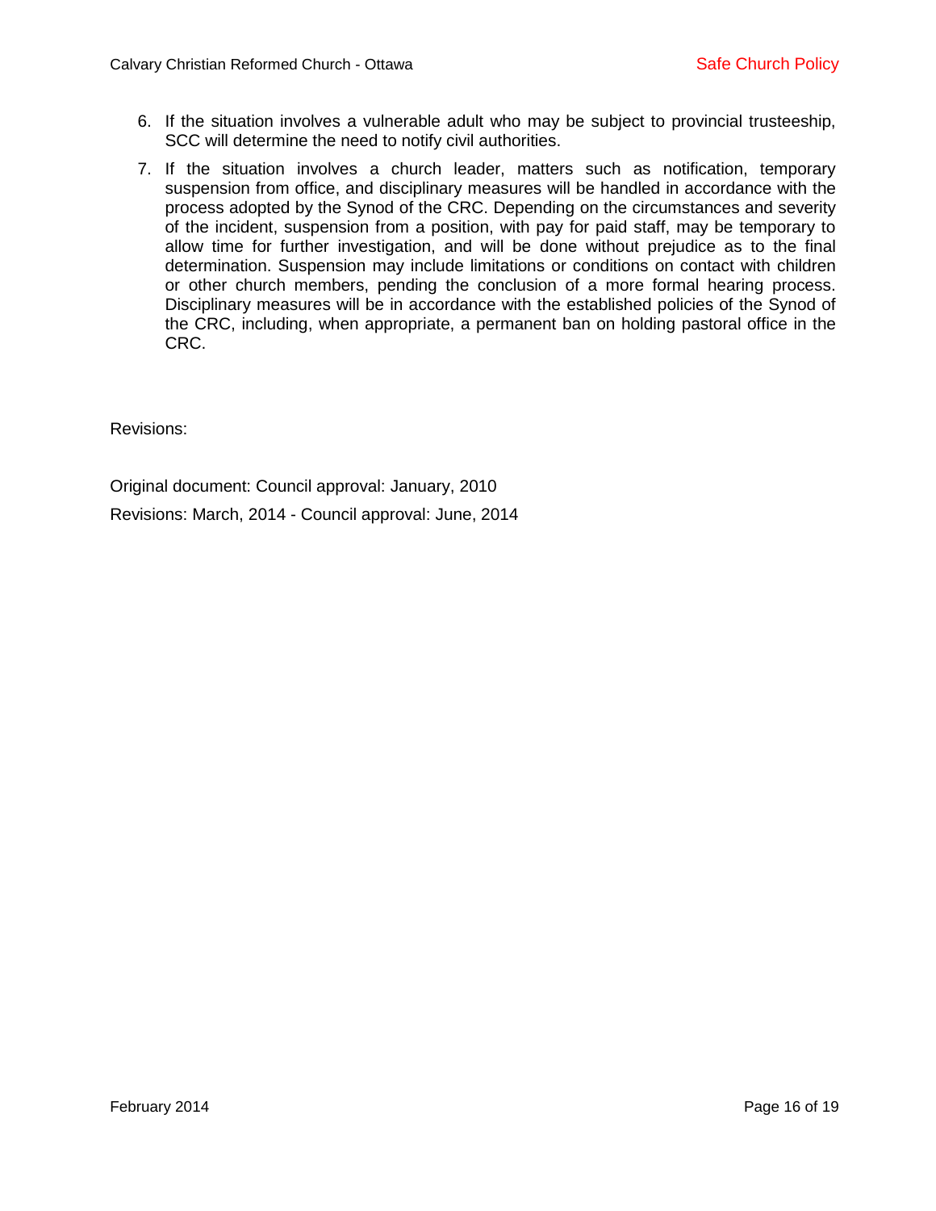6. If the situation involves a vulnerable adult who may be subject to provincial trusteeship, SCC will determine the need to notify civil authorities.
7. If the situation involves a church leader, matters such as notification, temporary suspension from office, and disciplinary measures will be handled in accordance with the process adopted by the Synod of the CRC. Depending on the circumstances and severity of the incident, suspension from a position, with pay for paid staff, may be temporary to allow time for further investigation, and will be done without prejudice as to the final determination. Suspension may include limitations or conditions on contact with children or other church members, pending the conclusion of a more formal hearing process. Disciplinary measures will be in accordance with the established policies of the Synod of the CRC, including, when appropriate, a permanent ban on holding pastoral office in the CRC.

Revisions:

Original document: Council approval: January, 2010

Revisions: March, 2014 - Council approval: June, 2014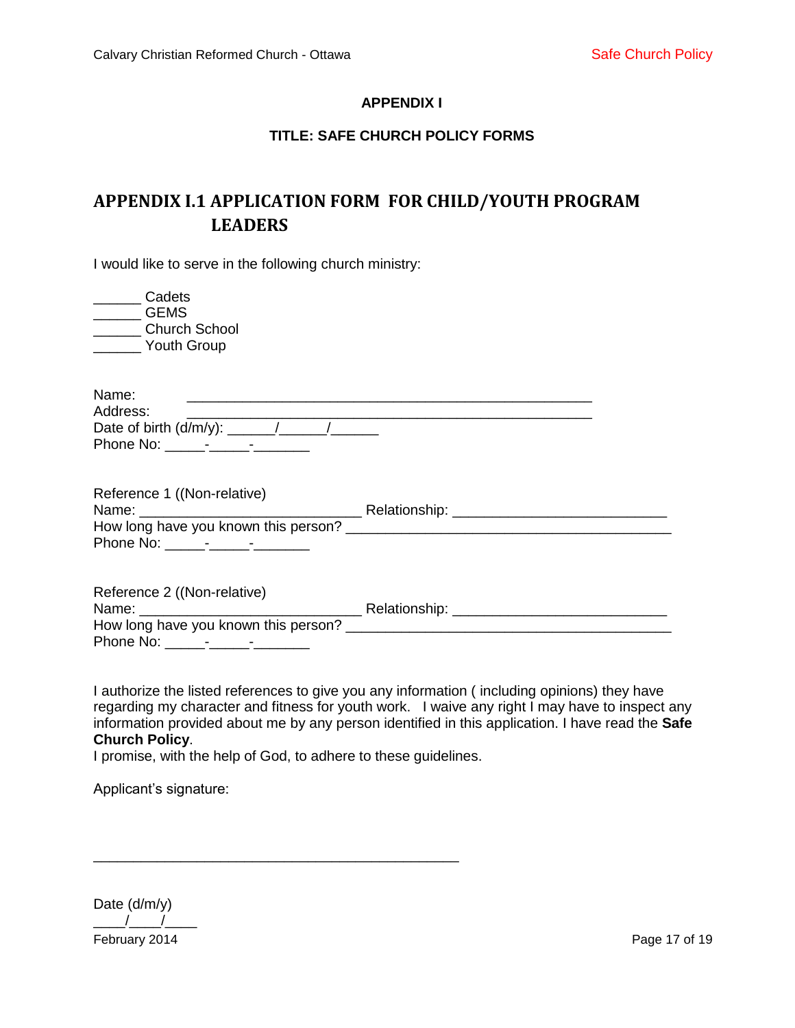**APPENDIX I**

**TITLE: SAFE CHURCH POLICY FORMS**

## APPENDIX I.1 APPLICATION FORM FOR CHILD/YOUTH PROGRAM LEADERS

I would like to serve in the following church ministry:

______ Cadets
______ GEMS
______ Church School
______ Youth Group

Name: ____________________________________________________
Address: ____________________________________________________
Date of birth (d/m/y): ______/______/______
Phone No: _____-_____-_______

Reference 1 ((Non-relative)
Name: ____________________________ Relationship: ___________________________
How long have you known this person? __________________________________________
Phone No: _____-_____-_______

Reference 2 ((Non-relative)
Name: ____________________________ Relationship: ___________________________
How long have you known this person? __________________________________________
Phone No: _____-_____-_______

I authorize the listed references to give you any information ( including opinions) they have regarding my character and fitness for youth work. I waive any right I may have to inspect any information provided about me by any person identified in this application. I have read the **Safe Church Policy**.
I promise, with the help of God, to adhere to these guidelines.

Applicant's signature:

_______________________________________________

Date (d/m/y)
____/____/____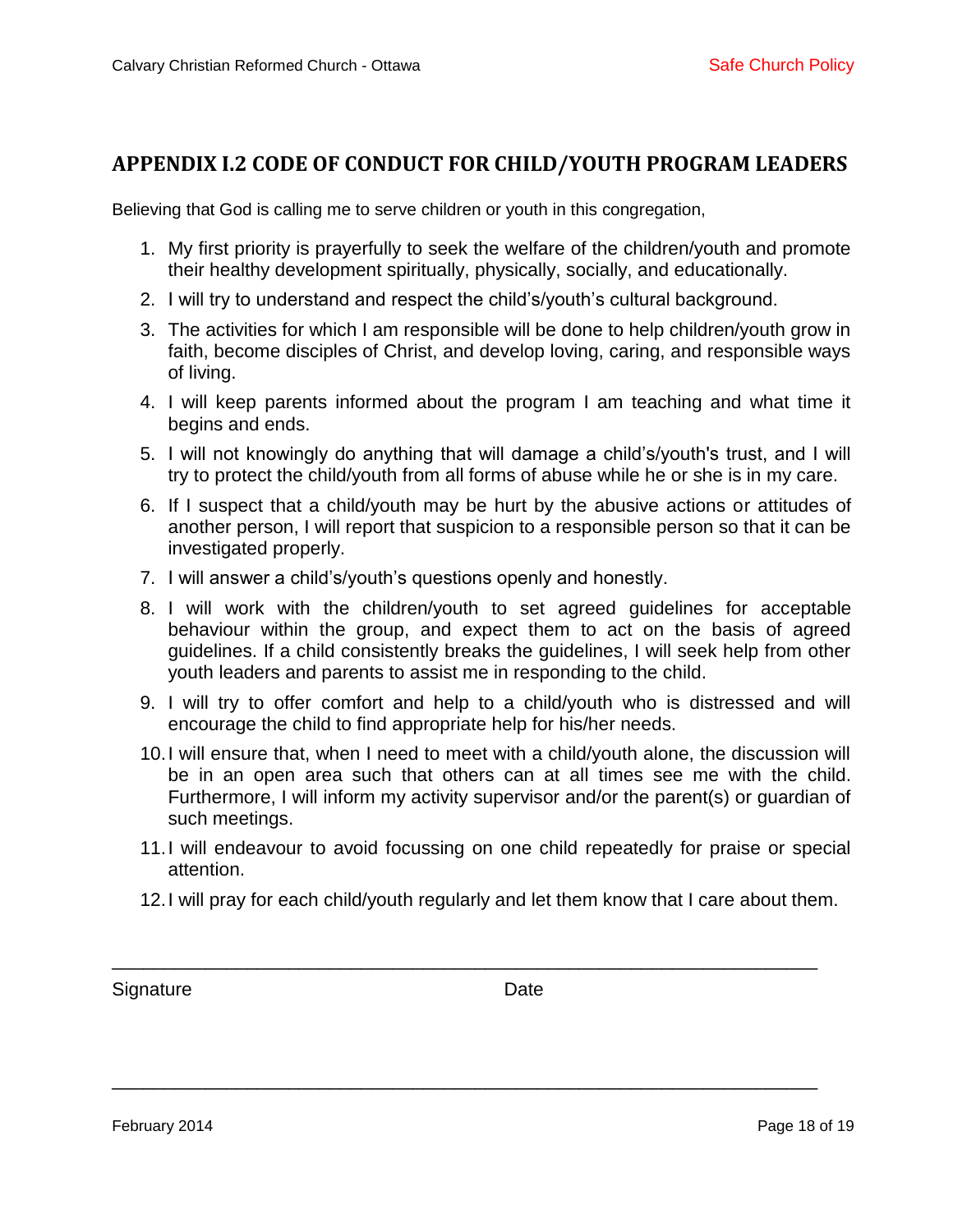## APPENDIX I.2 CODE OF CONDUCT FOR CHILD/YOUTH PROGRAM LEADERS

Believing that God is calling me to serve children or youth in this congregation,

1. My first priority is prayerfully to seek the welfare of the children/youth and promote their healthy development spiritually, physically, socially, and educationally.
2. I will try to understand and respect the child's/youth's cultural background.
3. The activities for which I am responsible will be done to help children/youth grow in faith, become disciples of Christ, and develop loving, caring, and responsible ways of living.
4. I will keep parents informed about the program I am teaching and what time it begins and ends.
5. I will not knowingly do anything that will damage a child's/youth's trust, and I will try to protect the child/youth from all forms of abuse while he or she is in my care.
6. If I suspect that a child/youth may be hurt by the abusive actions or attitudes of another person, I will report that suspicion to a responsible person so that it can be investigated properly.
7. I will answer a child's/youth's questions openly and honestly.
8. I will work with the children/youth to set agreed guidelines for acceptable behaviour within the group, and expect them to act on the basis of agreed guidelines. If a child consistently breaks the guidelines, I will seek help from other youth leaders and parents to assist me in responding to the child.
9. I will try to offer comfort and help to a child/youth who is distressed and will encourage the child to find appropriate help for his/her needs.
10. I will ensure that, when I need to meet with a child/youth alone, the discussion will be in an open area such that others can at all times see me with the child. Furthermore, I will inform my activity supervisor and/or the parent(s) or guardian of such meetings.
11. I will endeavour to avoid focussing on one child repeatedly for praise or special attention.
12. I will pray for each child/youth regularly and let them know that I care about them.

\_\_\_\_\_\_\_\_\_\_\_\_\_\_\_\_\_\_\_\_\_\_\_\_\_\_\_\_\_\_\_\_\_\_\_\_\_\_\_\_\_\_\_\_\_\_\_\_\_\_\_\_\_\_\_\_\_\_\_\_\_\_\_\_

Signature                                        Date

\_\_\_\_\_\_\_\_\_\_\_\_\_\_\_\_\_\_\_\_\_\_\_\_\_\_\_\_\_\_\_\_\_\_\_\_\_\_\_\_\_\_\_\_\_\_\_\_\_\_\_\_\_\_\_\_\_\_\_\_\_\_\_\_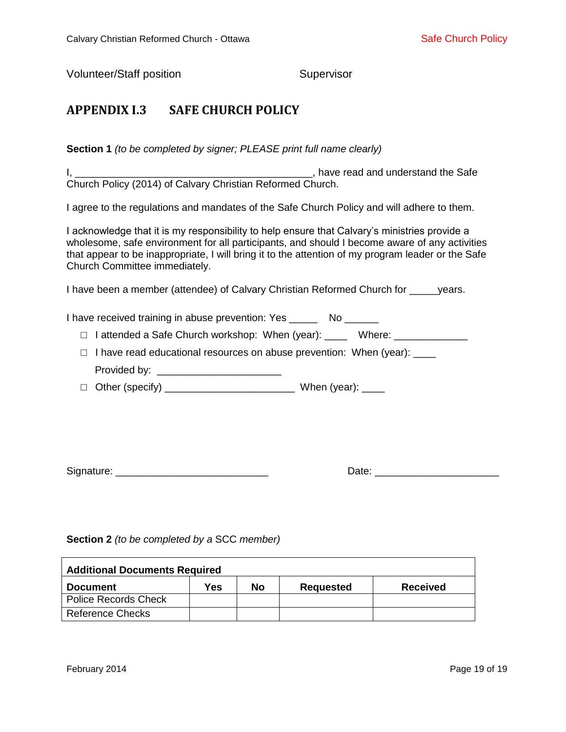Volunteer/Staff position                                        Supervisor

## APPENDIX I.3    SAFE CHURCH POLICY

**Section 1** *(to be completed by signer; PLEASE print full name clearly)*

I, ___________________________________________, have read and understand the Safe Church Policy (2014) of Calvary Christian Reformed Church.

I agree to the regulations and mandates of the Safe Church Policy and will adhere to them.

I acknowledge that it is my responsibility to help ensure that Calvary's ministries provide a wholesome, safe environment for all participants, and should I become aware of any activities that appear to be inappropriate, I will bring it to the attention of my program leader or the Safe Church Committee immediately.

I have been a member (attendee) of Calvary Christian Reformed Church for _____years.

I have received training in abuse prevention: Yes _____    No ______

- □ I attended a Safe Church workshop: When (year): ____    Where: _____________
- □ I have read educational resources on abuse prevention: When (year): ____
  Provided by: ______________________
- □ Other (specify) _______________________ When (year): ____

Signature: ___________________________                    Date: ______________________

**Section 2** *(to be completed by a* SCC *member)*

| **Additional Documents Required** | | | | |
|---|---|---|---|---|
| **Document** | **Yes** | **No** | **Requested** | **Received** |
| Police Records Check | | | | |
| Reference Checks | | | | |